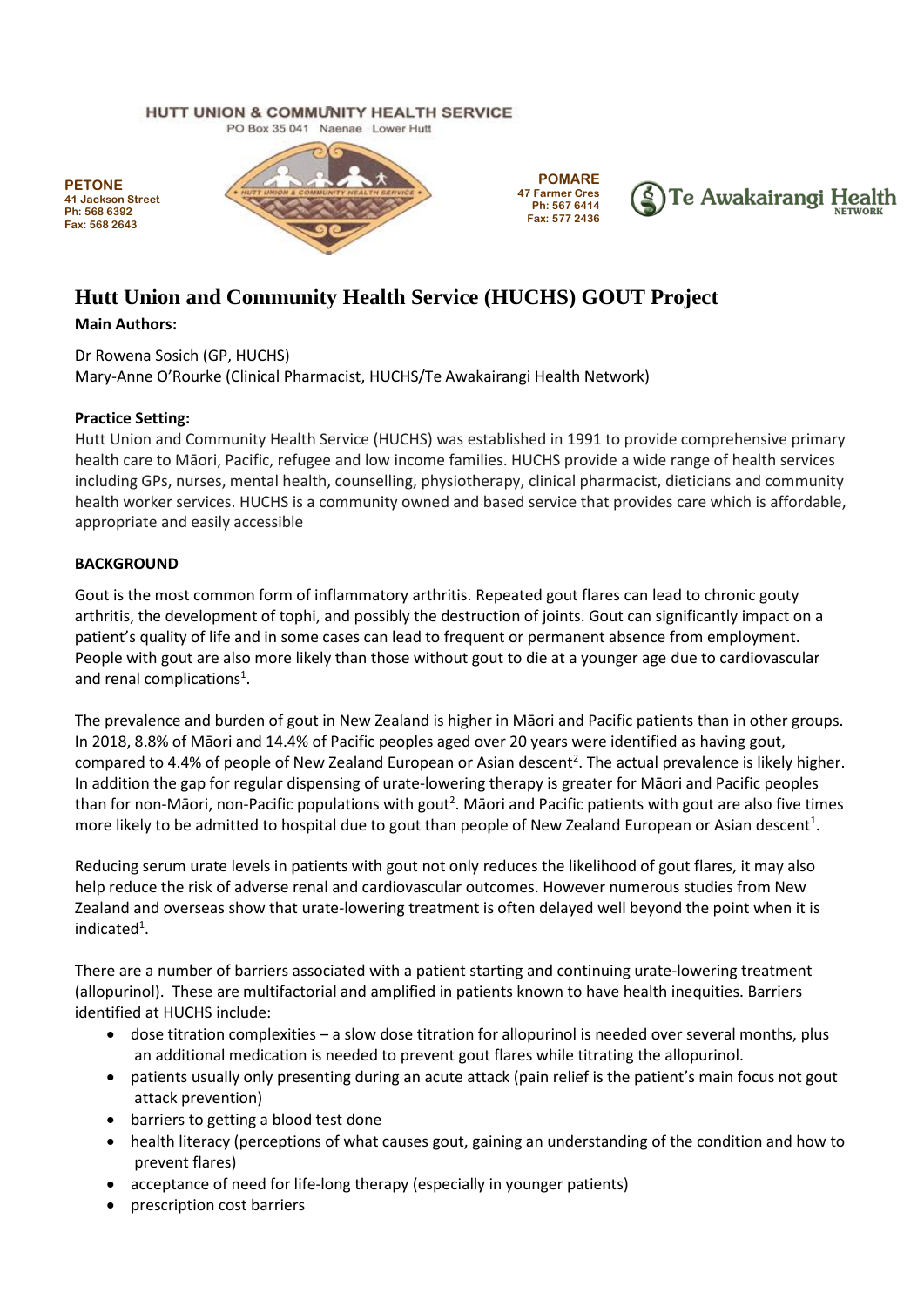HUTT UNION & COMMUNITY HEALTH SERVICE
PO Box 35 041 Naenae Lower Hutt

**PETONE**
41 Jackson Street
Ph: 568 6392
Fax: 568 2643

**POMARE**
47 Farmer Cres
Ph: 567 6414
Fax: 577 2436

Te Awakairangi Health NETWORK

# Hutt Union and Community Health Service (HUCHS) GOUT Project

**Main Authors:**

Dr Rowena Sosich (GP, HUCHS)
Mary-Anne O'Rourke (Clinical Pharmacist, HUCHS/Te Awakairangi Health Network)

**Practice Setting:**
Hutt Union and Community Health Service (HUCHS) was established in 1991 to provide comprehensive primary health care to Māori, Pacific, refugee and low income families. HUCHS provide a wide range of health services including GPs, nurses, mental health, counselling, physiotherapy, clinical pharmacist, dieticians and community health worker services. HUCHS is a community owned and based service that provides care which is affordable, appropriate and easily accessible

## BACKGROUND

Gout is the most common form of inflammatory arthritis. Repeated gout flares can lead to chronic gouty arthritis, the development of tophi, and possibly the destruction of joints. Gout can significantly impact on a patient's quality of life and in some cases can lead to frequent or permanent absence from employment. People with gout are also more likely than those without gout to die at a younger age due to cardiovascular and renal complications[1].

The prevalence and burden of gout in New Zealand is higher in Māori and Pacific patients than in other groups. In 2018, 8.8% of Māori and 14.4% of Pacific peoples aged over 20 years were identified as having gout, compared to 4.4% of people of New Zealand European or Asian descent[2]. The actual prevalence is likely higher. In addition the gap for regular dispensing of urate-lowering therapy is greater for Māori and Pacific peoples than for non-Māori, non-Pacific populations with gout[2]. Māori and Pacific patients with gout are also five times more likely to be admitted to hospital due to gout than people of New Zealand European or Asian descent[1].

Reducing serum urate levels in patients with gout not only reduces the likelihood of gout flares, it may also help reduce the risk of adverse renal and cardiovascular outcomes. However numerous studies from New Zealand and overseas show that urate-lowering treatment is often delayed well beyond the point when it is indicated[1].

There are a number of barriers associated with a patient starting and continuing urate-lowering treatment (allopurinol). These are multifactorial and amplified in patients known to have health inequities. Barriers identified at HUCHS include:

- dose titration complexities – a slow dose titration for allopurinol is needed over several months, plus an additional medication is needed to prevent gout flares while titrating the allopurinol.
- patients usually only presenting during an acute attack (pain relief is the patient's main focus not gout attack prevention)
- barriers to getting a blood test done
- health literacy (perceptions of what causes gout, gaining an understanding of the condition and how to prevent flares)
- acceptance of need for life-long therapy (especially in younger patients)
- prescription cost barriers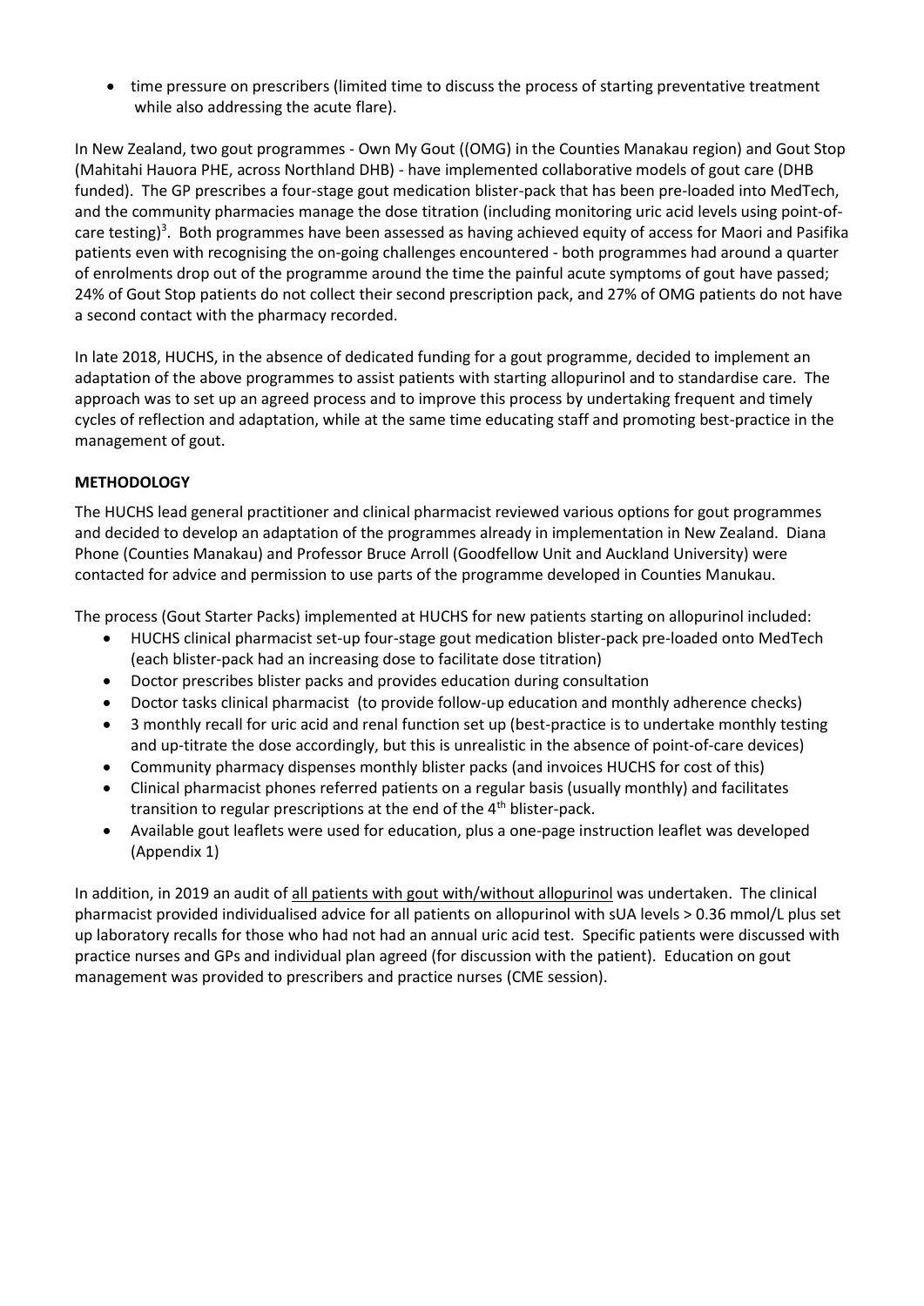- time pressure on prescribers (limited time to discuss the process of starting preventative treatment while also addressing the acute flare).

In New Zealand, two gout programmes - Own My Gout ((OMG) in the Counties Manakau region) and Gout Stop (Mahitahi Hauora PHE, across Northland DHB) - have implemented collaborative models of gout care (DHB funded). The GP prescribes a four-stage gout medication blister-pack that has been pre-loaded into MedTech, and the community pharmacies manage the dose titration (including monitoring uric acid levels using point-of-care testing)[3]. Both programmes have been assessed as having achieved equity of access for Maori and Pasifika patients even with recognising the on-going challenges encountered - both programmes had around a quarter of enrolments drop out of the programme around the time the painful acute symptoms of gout have passed; 24% of Gout Stop patients do not collect their second prescription pack, and 27% of OMG patients do not have a second contact with the pharmacy recorded.

In late 2018, HUCHS, in the absence of dedicated funding for a gout programme, decided to implement an adaptation of the above programmes to assist patients with starting allopurinol and to standardise care. The approach was to set up an agreed process and to improve this process by undertaking frequent and timely cycles of reflection and adaptation, while at the same time educating staff and promoting best-practice in the management of gout.

**METHODOLOGY**

The HUCHS lead general practitioner and clinical pharmacist reviewed various options for gout programmes and decided to develop an adaptation of the programmes already in implementation in New Zealand. Diana Phone (Counties Manakau) and Professor Bruce Arroll (Goodfellow Unit and Auckland University) were contacted for advice and permission to use parts of the programme developed in Counties Manukau.

The process (Gout Starter Packs) implemented at HUCHS for new patients starting on allopurinol included:

- HUCHS clinical pharmacist set-up four-stage gout medication blister-pack pre-loaded onto MedTech (each blister-pack had an increasing dose to facilitate dose titration)
- Doctor prescribes blister packs and provides education during consultation
- Doctor tasks clinical pharmacist (to provide follow-up education and monthly adherence checks)
- 3 monthly recall for uric acid and renal function set up (best-practice is to undertake monthly testing and up-titrate the dose accordingly, but this is unrealistic in the absence of point-of-care devices)
- Community pharmacy dispenses monthly blister packs (and invoices HUCHS for cost of this)
- Clinical pharmacist phones referred patients on a regular basis (usually monthly) and facilitates transition to regular prescriptions at the end of the 4th blister-pack.
- Available gout leaflets were used for education, plus a one-page instruction leaflet was developed (Appendix 1)

In addition, in 2019 an audit of all patients with gout with/without allopurinol was undertaken. The clinical pharmacist provided individualised advice for all patients on allopurinol with sUA levels > 0.36 mmol/L plus set up laboratory recalls for those who had not had an annual uric acid test. Specific patients were discussed with practice nurses and GPs and individual plan agreed (for discussion with the patient). Education on gout management was provided to prescribers and practice nurses (CME session).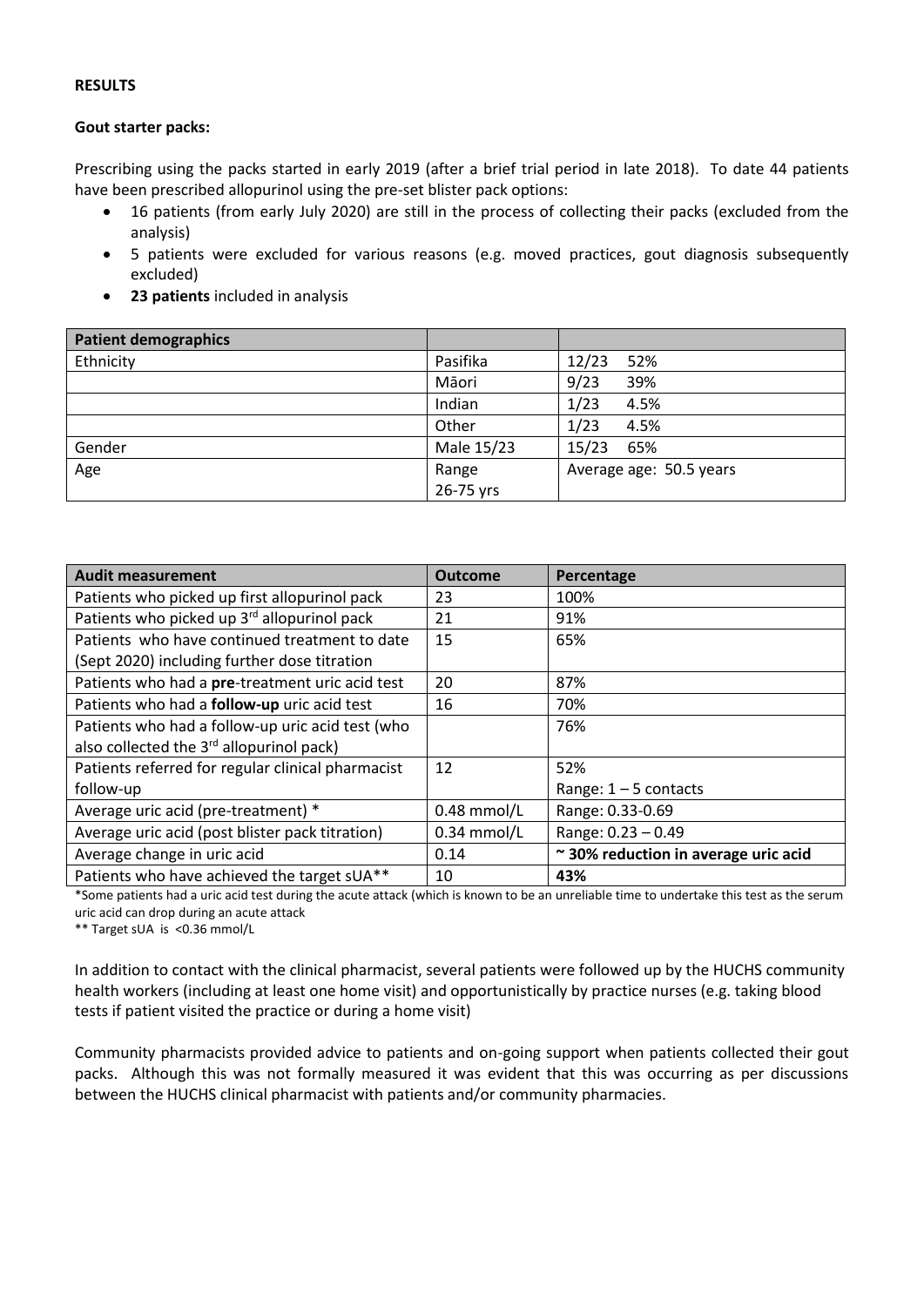**RESULTS**

**Gout starter packs:**

Prescribing using the packs started in early 2019 (after a brief trial period in late 2018). To date 44 patients have been prescribed allopurinol using the pre-set blister pack options:

- 16 patients (from early July 2020) are still in the process of collecting their packs (excluded from the analysis)
- 5 patients were excluded for various reasons (e.g. moved practices, gout diagnosis subsequently excluded)
- **23 patients** included in analysis

| **Patient demographics** | | |
|---|---|---|
| Ethnicity | Pasifika | 12/23 52% |
| | Māori | 9/23 39% |
| | Indian | 1/23 4.5% |
| | Other | 1/23 4.5% |
| Gender | Male 15/23 | 15/23 65% |
| Age | Range 26-75 yrs | Average age: 50.5 years |

| **Audit measurement** | **Outcome** | **Percentage** |
|---|---|---|
| Patients who picked up first allopurinol pack | 23 | 100% |
| Patients who picked up 3rd allopurinol pack | 21 | 91% |
| Patients who have continued treatment to date (Sept 2020) including further dose titration | 15 | 65% |
| Patients who had a **pre**-treatment uric acid test | 20 | 87% |
| Patients who had a **follow-up** uric acid test | 16 | 70% |
| Patients who had a follow-up uric acid test (who also collected the 3rd allopurinol pack) | | 76% |
| Patients referred for regular clinical pharmacist follow-up | 12 | 52% Range: 1 – 5 contacts |
| Average uric acid (pre-treatment) * | 0.48 mmol/L | Range: 0.33-0.69 |
| Average uric acid (post blister pack titration) | 0.34 mmol/L | Range: 0.23 – 0.49 |
| Average change in uric acid | 0.14 | **~ 30% reduction in average uric acid** |
| Patients who have achieved the target sUA** | 10 | **43%** |

*Some patients had a uric acid test during the acute attack (which is known to be an unreliable time to undertake this test as the serum uric acid can drop during an acute attack

** Target sUA is <0.36 mmol/L

In addition to contact with the clinical pharmacist, several patients were followed up by the HUCHS community health workers (including at least one home visit) and opportunistically by practice nurses (e.g. taking blood tests if patient visited the practice or during a home visit)

Community pharmacists provided advice to patients and on-going support when patients collected their gout packs. Although this was not formally measured it was evident that this was occurring as per discussions between the HUCHS clinical pharmacist with patients and/or community pharmacies.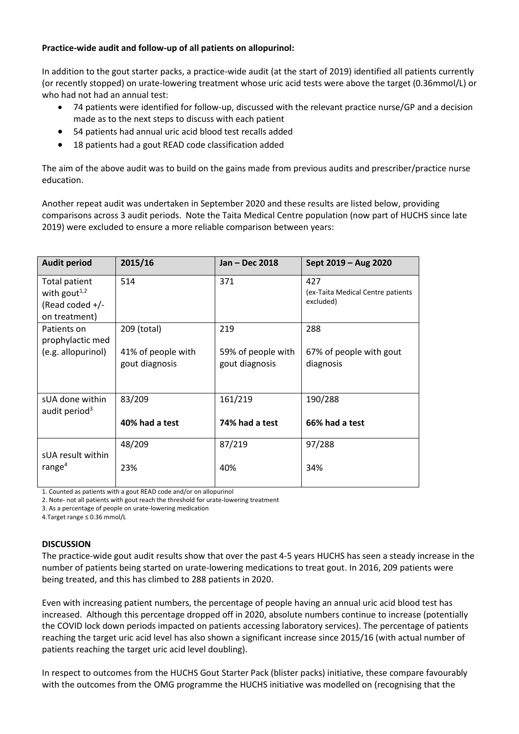**Practice-wide audit and follow-up of all patients on allopurinol:**

In addition to the gout starter packs, a practice-wide audit (at the start of 2019) identified all patients currently (or recently stopped) on urate-lowering treatment whose uric acid tests were above the target (0.36mmol/L) or who had not had an annual test:

- 74 patients were identified for follow-up, discussed with the relevant practice nurse/GP and a decision made as to the next steps to discuss with each patient
- 54 patients had annual uric acid blood test recalls added
- 18 patients had a gout READ code classification added

The aim of the above audit was to build on the gains made from previous audits and prescriber/practice nurse education.

Another repeat audit was undertaken in September 2020 and these results are listed below, providing comparisons across 3 audit periods. Note the Taita Medical Centre population (now part of HUCHS since late 2019) were excluded to ensure a more reliable comparison between years:

| **Audit period** | **2015/16** | **Jan – Dec 2018** | **Sept 2019 – Aug 2020** |
|---|---|---|---|
| Total patient with gout[1,2] (Read coded +/- on treatment) | 514 | 371 | 427 (ex-Taita Medical Centre patients excluded) |
| Patients on prophylactic med (e.g. allopurinol) | 209 (total) 41% of people with gout diagnosis | 219 59% of people with gout diagnosis | 288 67% of people with gout diagnosis |
| sUA done within audit period[3] | 83/209 **40% had a test** | 161/219 **74% had a test** | 190/288 **66% had a test** |
| sUA result within range[4] | 48/209 23% | 87/219 40% | 97/288 34% |

1. Counted as patients with a gout READ code and/or on allopurinol
2. Note- not all patients with gout reach the threshold for urate-lowering treatment
3. As a percentage of people on urate-lowering medication
4. Target range ≤ 0.36 mmol/L

**DISCUSSION**

The practice-wide gout audit results show that over the past 4-5 years HUCHS has seen a steady increase in the number of patients being started on urate-lowering medications to treat gout. In 2016, 209 patients were being treated, and this has climbed to 288 patients in 2020.

Even with increasing patient numbers, the percentage of people having an annual uric acid blood test has increased. Although this percentage dropped off in 2020, absolute numbers continue to increase (potentially the COVID lock down periods impacted on patients accessing laboratory services). The percentage of patients reaching the target uric acid level has also shown a significant increase since 2015/16 (with actual number of patients reaching the target uric acid level doubling).

In respect to outcomes from the HUCHS Gout Starter Pack (blister packs) initiative, these compare favourably with the outcomes from the OMG programme the HUCHS initiative was modelled on (recognising that the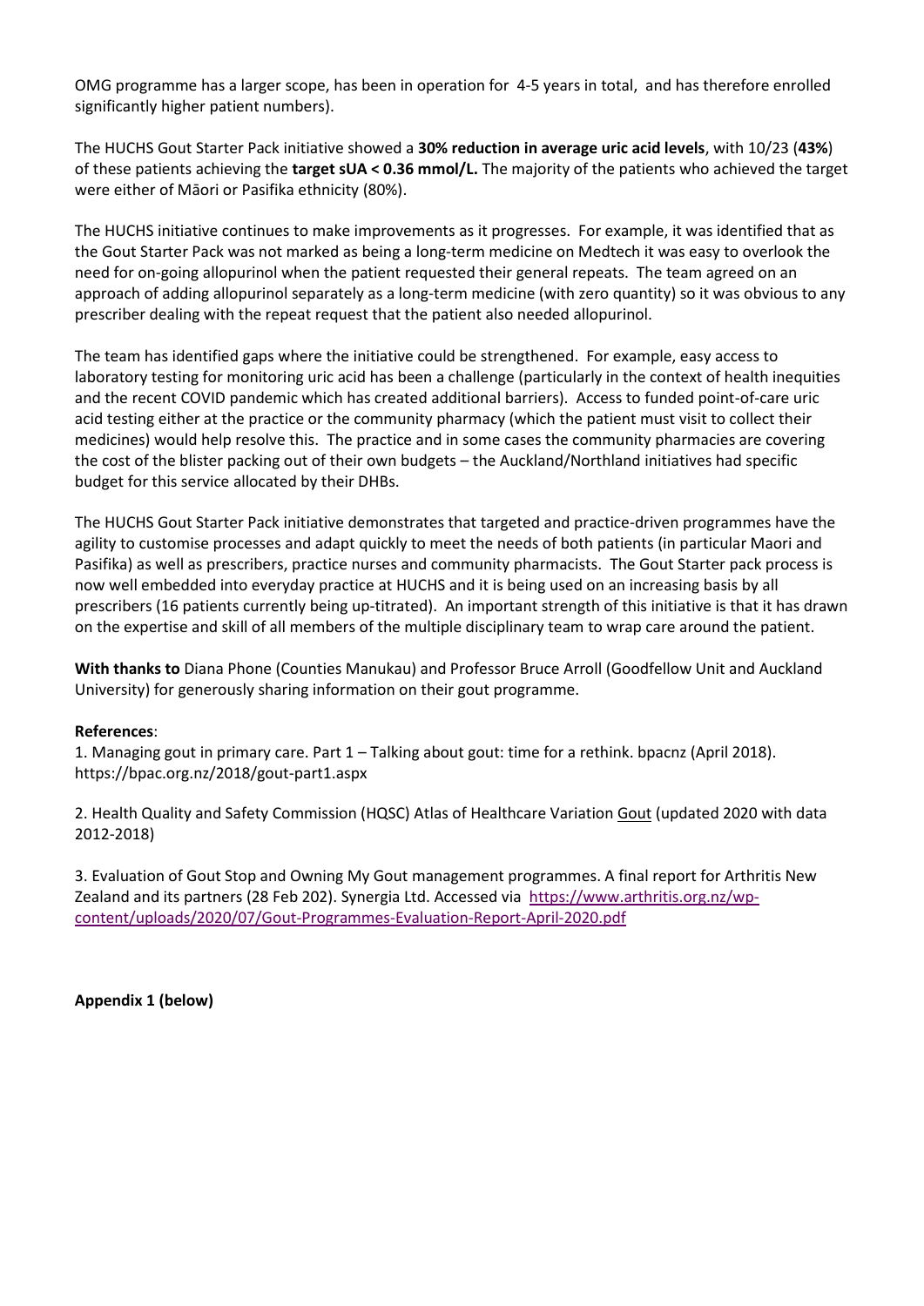OMG programme has a larger scope, has been in operation for 4-5 years in total, and has therefore enrolled significantly higher patient numbers).

The HUCHS Gout Starter Pack initiative showed a **30% reduction in average uric acid levels**, with 10/23 (**43%**) of these patients achieving the **target sUA < 0.36 mmol/L.** The majority of the patients who achieved the target were either of Māori or Pasifika ethnicity (80%).

The HUCHS initiative continues to make improvements as it progresses. For example, it was identified that as the Gout Starter Pack was not marked as being a long-term medicine on Medtech it was easy to overlook the need for on-going allopurinol when the patient requested their general repeats. The team agreed on an approach of adding allopurinol separately as a long-term medicine (with zero quantity) so it was obvious to any prescriber dealing with the repeat request that the patient also needed allopurinol.

The team has identified gaps where the initiative could be strengthened. For example, easy access to laboratory testing for monitoring uric acid has been a challenge (particularly in the context of health inequities and the recent COVID pandemic which has created additional barriers). Access to funded point-of-care uric acid testing either at the practice or the community pharmacy (which the patient must visit to collect their medicines) would help resolve this. The practice and in some cases the community pharmacies are covering the cost of the blister packing out of their own budgets – the Auckland/Northland initiatives had specific budget for this service allocated by their DHBs.

The HUCHS Gout Starter Pack initiative demonstrates that targeted and practice-driven programmes have the agility to customise processes and adapt quickly to meet the needs of both patients (in particular Maori and Pasifika) as well as prescribers, practice nurses and community pharmacists. The Gout Starter pack process is now well embedded into everyday practice at HUCHS and it is being used on an increasing basis by all prescribers (16 patients currently being up-titrated). An important strength of this initiative is that it has drawn on the expertise and skill of all members of the multiple disciplinary team to wrap care around the patient.

**With thanks to** Diana Phone (Counties Manukau) and Professor Bruce Arroll (Goodfellow Unit and Auckland University) for generously sharing information on their gout programme.

**References**:

1. Managing gout in primary care. Part 1 – Talking about gout: time for a rethink. bpacnz (April 2018). https://bpac.org.nz/2018/gout-part1.aspx

2. Health Quality and Safety Commission (HQSC) Atlas of Healthcare Variation Gout (updated 2020 with data 2012-2018)

3. Evaluation of Gout Stop and Owning My Gout management programmes. A final report for Arthritis New Zealand and its partners (28 Feb 202). Synergia Ltd. Accessed via https://www.arthritis.org.nz/wp-content/uploads/2020/07/Gout-Programmes-Evaluation-Report-April-2020.pdf

**Appendix 1 (below)**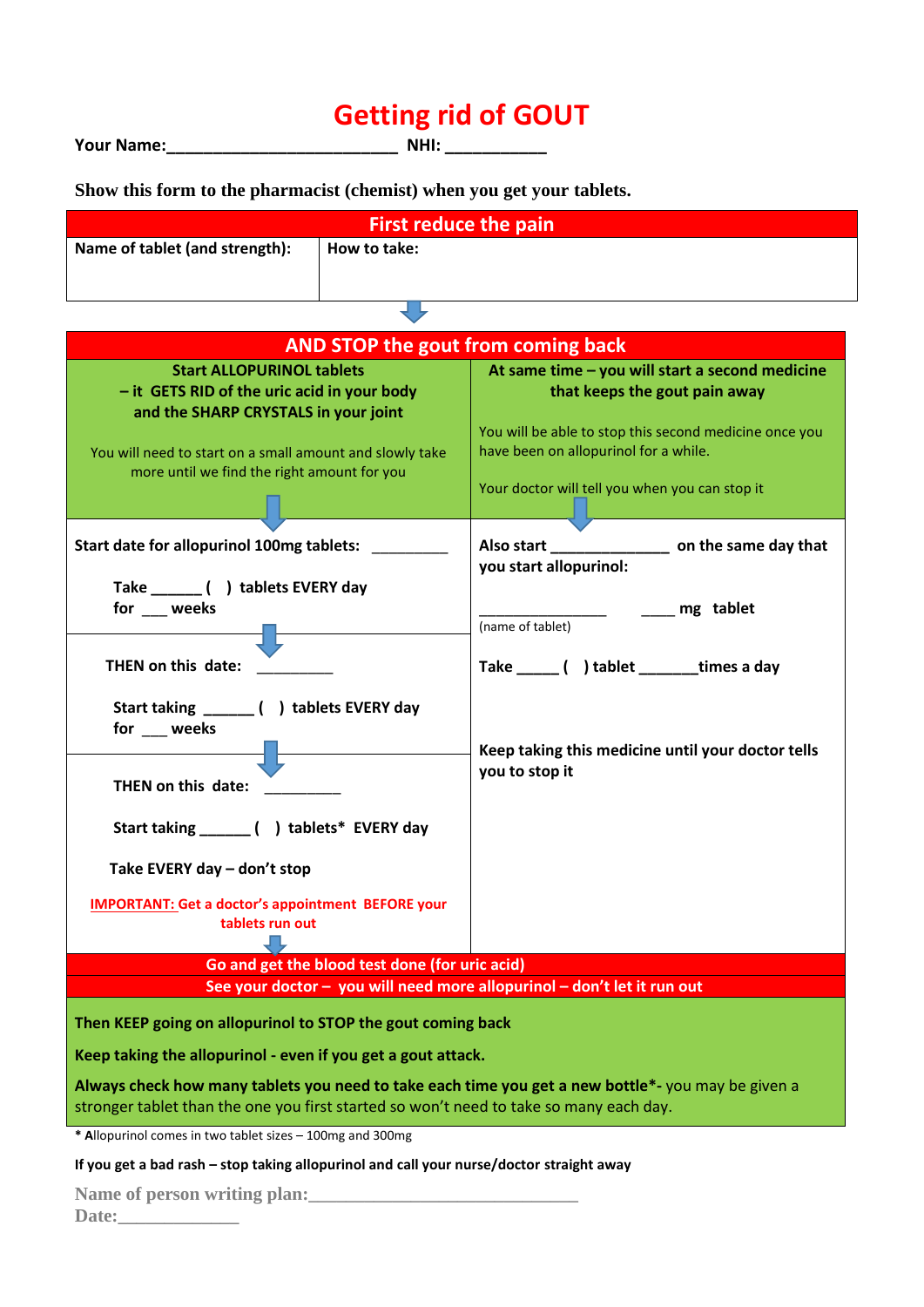# Getting rid of GOUT

**Your Name:**_________________________ **NHI:** ___________

**Show this form to the pharmacist (chemist) when you get your tablets.**

## First reduce the pain

| Name of tablet (and strength): | How to take: |
|---|---|
| | |

## AND STOP the gout from coming back

| **Start ALLOPURINOL tablets – it GETS RID OF the uric acid in your body and the SHARP CRYSTALS in your joint**<br><br>You will need to start on a small amount and slowly take more until we find the right amount for you | **At same time – you will start a second medicine that keeps the gout pain away**<br><br>You will be able to stop this second medicine once you have been on allopurinol for a while.<br><br>Your doctor will tell you when you can stop it |
|---|---|
| **Start date for allopurinol 100mg tablets:** _________<br><br>**Take ______ (   ) tablets EVERY day for ___ weeks** | **Also start ______________ on the same day that you start allopurinol:**<br><br>_______________ ____ **mg tablet**<br>(name of tablet)<br><br>**Take _____ (   ) tablet _______times a day** |
| **THEN on this date:** _________<br><br>**Start taking ______ (   ) tablets EVERY day for ___ weeks** | |
| **THEN on this date:** _________<br><br>**Start taking ______ (   ) tablets* EVERY day**<br><br>**Take EVERY day – don't stop**<br><br>**IMPORTANT: Get a doctor's appointment BEFORE your tablets run out** | **Keep taking this medicine until your doctor tells you to stop it** |

**Go and get the blood test done (for uric acid)**

**See your doctor – you will need more allopurinol – don't let it run out**

**Then KEEP going on allopurinol to STOP the gout coming back**

**Keep taking the allopurinol - even if you get a gout attack.**

**Always check how many tablets you need to take each time you get a new bottle*-** you may be given a stronger tablet than the one you first started so won't need to take so many each day.

*** A**llopurinol comes in two tablet sizes – 100mg and 300mg

**If you get a bad rash – stop taking allopurinol and call your nurse/doctor straight away**

**Name of person writing plan:**______________________________

**Date:**_____________